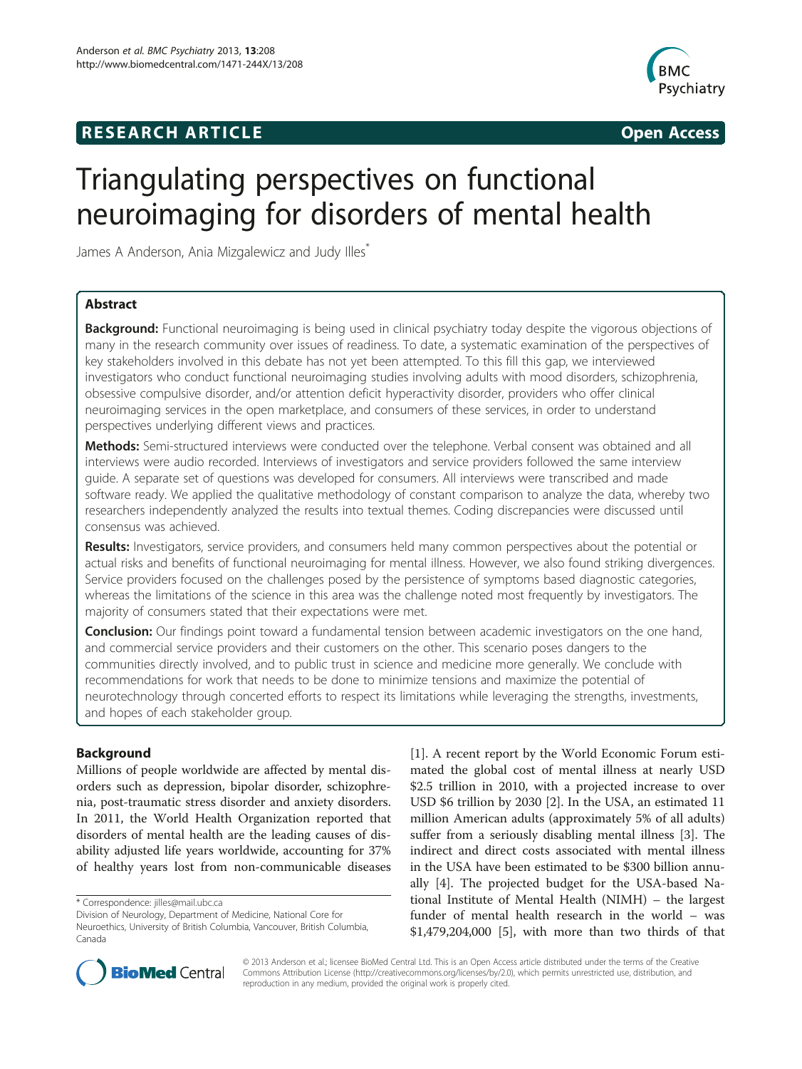RESEARCH ARTICLE Open Access

# Triangulating perspectives on functional neuroimaging for disorders of mental health

James A Anderson, Ania Mizgalewicz and Judy Illes*

## Abstract

**Background:** Functional neuroimaging is being used in clinical psychiatry today despite the vigorous objections of many in the research community over issues of readiness. To date, a systematic examination of the perspectives of key stakeholders involved in this debate has not yet been attempted. To this fill this gap, we interviewed investigators who conduct functional neuroimaging studies involving adults with mood disorders, schizophrenia, obsessive compulsive disorder, and/or attention deficit hyperactivity disorder, providers who offer clinical neuroimaging services in the open marketplace, and consumers of these services, in order to understand perspectives underlying different views and practices.

**Methods:** Semi-structured interviews were conducted over the telephone. Verbal consent was obtained and all interviews were audio recorded. Interviews of investigators and service providers followed the same interview guide. A separate set of questions was developed for consumers. All interviews were transcribed and made software ready. We applied the qualitative methodology of constant comparison to analyze the data, whereby two researchers independently analyzed the results into textual themes. Coding discrepancies were discussed until consensus was achieved.

**Results:** Investigators, service providers, and consumers held many common perspectives about the potential or actual risks and benefits of functional neuroimaging for mental illness. However, we also found striking divergences. Service providers focused on the challenges posed by the persistence of symptoms based diagnostic categories, whereas the limitations of the science in this area was the challenge noted most frequently by investigators. The majority of consumers stated that their expectations were met.

**Conclusion:** Our findings point toward a fundamental tension between academic investigators on the one hand, and commercial service providers and their customers on the other. This scenario poses dangers to the communities directly involved, and to public trust in science and medicine more generally. We conclude with recommendations for work that needs to be done to minimize tensions and maximize the potential of neurotechnology through concerted efforts to respect its limitations while leveraging the strengths, investments, and hopes of each stakeholder group.

## Background

Millions of people worldwide are affected by mental disorders such as depression, bipolar disorder, schizophrenia, post-traumatic stress disorder and anxiety disorders. In 2011, the World Health Organization reported that disorders of mental health are the leading causes of disability adjusted life years worldwide, accounting for 37% of healthy years lost from non-communicable diseases [1]. A recent report by the World Economic Forum estimated the global cost of mental illness at nearly USD $2.5 trillion in 2010, with a projected increase to over USD $6 trillion by 2030 [2]. In the USA, an estimated 11 million American adults (approximately 5% of all adults) suffer from a seriously disabling mental illness [3]. The indirect and direct costs associated with mental illness in the USA have been estimated to be $300 billion annually [4]. The projected budget for the USA-based National Institute of Mental Health (NIMH) – the largest funder of mental health research in the world – was $1,479,204,000 [5], with more than two thirds of that

\* Correspondence: jilles@mail.ubc.ca
Division of Neurology, Department of Medicine, National Core for Neuroethics, University of British Columbia, Vancouver, British Columbia, Canada

© 2013 Anderson et al.; licensee BioMed Central Ltd. This is an Open Access article distributed under the terms of the Creative Commons Attribution License (http://creativecommons.org/licenses/by/2.0), which permits unrestricted use, distribution, and reproduction in any medium, provided the original work is properly cited.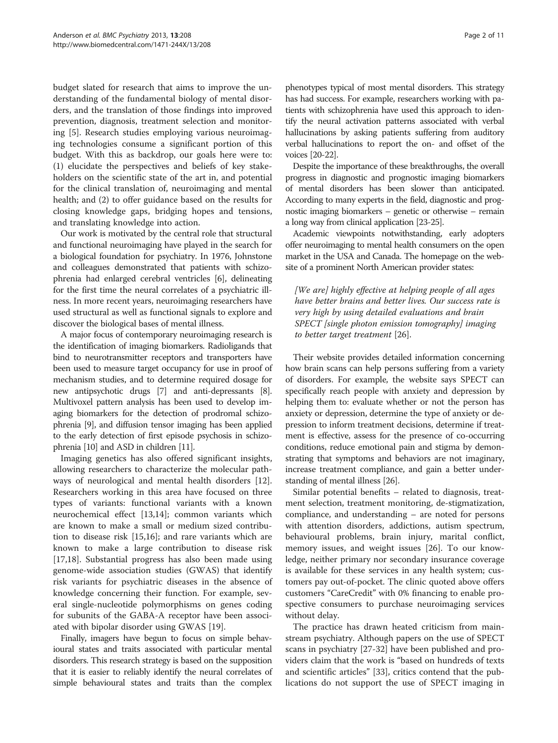budget slated for research that aims to improve the understanding of the fundamental biology of mental disorders, and the translation of those findings into improved prevention, diagnosis, treatment selection and monitoring [5]. Research studies employing various neuroimaging technologies consume a significant portion of this budget. With this as backdrop, our goals here were to: (1) elucidate the perspectives and beliefs of key stakeholders on the scientific state of the art in, and potential for the clinical translation of, neuroimaging and mental health; and (2) to offer guidance based on the results for closing knowledge gaps, bridging hopes and tensions, and translating knowledge into action.

Our work is motivated by the central role that structural and functional neuroimaging have played in the search for a biological foundation for psychiatry. In 1976, Johnstone and colleagues demonstrated that patients with schizophrenia had enlarged cerebral ventricles [6], delineating for the first time the neural correlates of a psychiatric illness. In more recent years, neuroimaging researchers have used structural as well as functional signals to explore and discover the biological bases of mental illness.

A major focus of contemporary neuroimaging research is the identification of imaging biomarkers. Radioligands that bind to neurotransmitter receptors and transporters have been used to measure target occupancy for use in proof of mechanism studies, and to determine required dosage for new antipsychotic drugs [7] and anti-depressants [8]. Multivoxel pattern analysis has been used to develop imaging biomarkers for the detection of prodromal schizophrenia [9], and diffusion tensor imaging has been applied to the early detection of first episode psychosis in schizophrenia [10] and ASD in children [11].

Imaging genetics has also offered significant insights, allowing researchers to characterize the molecular pathways of neurological and mental health disorders [12]. Researchers working in this area have focused on three types of variants: functional variants with a known neurochemical effect [13,14]; common variants which are known to make a small or medium sized contribution to disease risk [15,16]; and rare variants which are known to make a large contribution to disease risk [17,18]. Substantial progress has also been made using genome-wide association studies (GWAS) that identify risk variants for psychiatric diseases in the absence of knowledge concerning their function. For example, several single-nucleotide polymorphisms on genes coding for subunits of the GABA-A receptor have been associated with bipolar disorder using GWAS [19].

Finally, imagers have begun to focus on simple behavioural states and traits associated with particular mental disorders. This research strategy is based on the supposition that it is easier to reliably identify the neural correlates of simple behavioural states and traits than the complex phenotypes typical of most mental disorders. This strategy has had success. For example, researchers working with patients with schizophrenia have used this approach to identify the neural activation patterns associated with verbal hallucinations by asking patients suffering from auditory verbal hallucinations to report the on- and offset of the voices [20-22].

Despite the importance of these breakthroughs, the overall progress in diagnostic and prognostic imaging biomarkers of mental disorders has been slower than anticipated. According to many experts in the field, diagnostic and prognostic imaging biomarkers – genetic or otherwise – remain a long way from clinical application [23-25].

Academic viewpoints notwithstanding, early adopters offer neuroimaging to mental health consumers on the open market in the USA and Canada. The homepage on the website of a prominent North American provider states:

> *[We are] highly effective at helping people of all ages have better brains and better lives. Our success rate is very high by using detailed evaluations and brain SPECT [single photon emission tomography] imaging to better target treatment* [26].

Their website provides detailed information concerning how brain scans can help persons suffering from a variety of disorders. For example, the website says SPECT can specifically reach people with anxiety and depression by helping them to: evaluate whether or not the person has anxiety or depression, determine the type of anxiety or depression to inform treatment decisions, determine if treatment is effective, assess for the presence of co-occurring conditions, reduce emotional pain and stigma by demonstrating that symptoms and behaviors are not imaginary, increase treatment compliance, and gain a better understanding of mental illness [26].

Similar potential benefits – related to diagnosis, treatment selection, treatment monitoring, de-stigmatization, compliance, and understanding – are noted for persons with attention disorders, addictions, autism spectrum, behavioural problems, brain injury, marital conflict, memory issues, and weight issues [26]. To our knowledge, neither primary nor secondary insurance coverage is available for these services in any health system; customers pay out-of-pocket. The clinic quoted above offers customers "CareCredit" with 0% financing to enable prospective consumers to purchase neuroimaging services without delay.

The practice has drawn heated criticism from mainstream psychiatry. Although papers on the use of SPECT scans in psychiatry [27-32] have been published and providers claim that the work is "based on hundreds of texts and scientific articles" [33], critics contend that the publications do not support the use of SPECT imaging in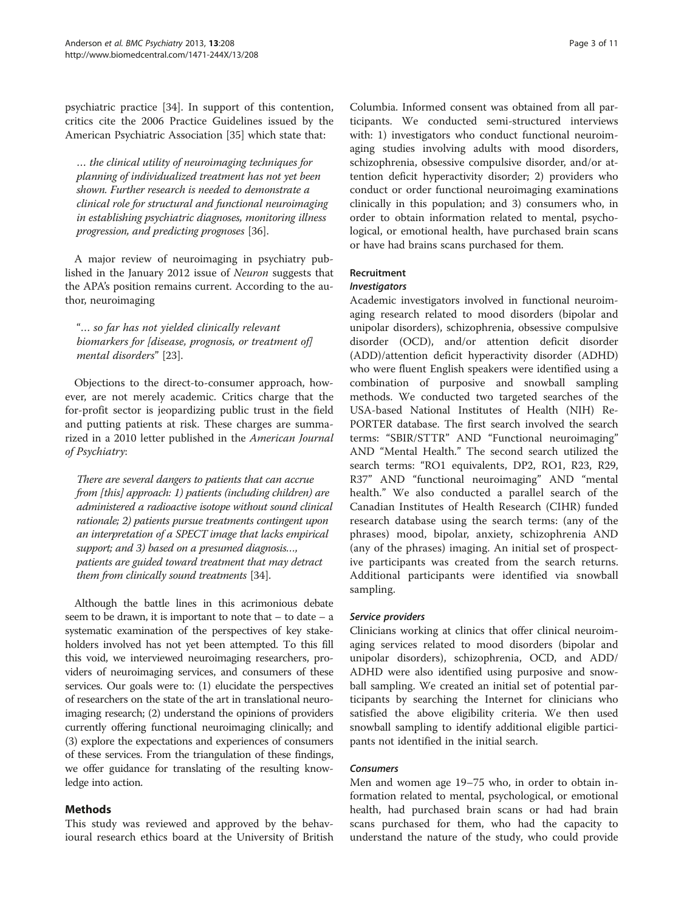psychiatric practice [34]. In support of this contention, critics cite the 2006 Practice Guidelines issued by the American Psychiatric Association [35] which state that:

> *… the clinical utility of neuroimaging techniques for planning of individualized treatment has not yet been shown. Further research is needed to demonstrate a clinical role for structural and functional neuroimaging in establishing psychiatric diagnoses, monitoring illness progression, and predicting prognoses* [36].

A major review of neuroimaging in psychiatry published in the January 2012 issue of *Neuron* suggests that the APA's position remains current. According to the author, neuroimaging

> *"… so far has not yielded clinically relevant biomarkers for [disease, prognosis, or treatment of] mental disorders"* [23].

Objections to the direct-to-consumer approach, however, are not merely academic. Critics charge that the for-profit sector is jeopardizing public trust in the field and putting patients at risk. These charges are summarized in a 2010 letter published in the *American Journal of Psychiatry*:

> *There are several dangers to patients that can accrue from [this] approach: 1) patients (including children) are administered a radioactive isotope without sound clinical rationale; 2) patients pursue treatments contingent upon an interpretation of a SPECT image that lacks empirical support; and 3) based on a presumed diagnosis…, patients are guided toward treatment that may detract them from clinically sound treatments* [34].

Although the battle lines in this acrimonious debate seem to be drawn, it is important to note that – to date – a systematic examination of the perspectives of key stakeholders involved has not yet been attempted. To this fill this void, we interviewed neuroimaging researchers, providers of neuroimaging services, and consumers of these services. Our goals were to: (1) elucidate the perspectives of researchers on the state of the art in translational neuroimaging research; (2) understand the opinions of providers currently offering functional neuroimaging clinically; and (3) explore the expectations and experiences of consumers of these services. From the triangulation of these findings, we offer guidance for translating of the resulting knowledge into action.

## Methods

This study was reviewed and approved by the behavioural research ethics board at the University of British Columbia. Informed consent was obtained from all participants. We conducted semi-structured interviews with: 1) investigators who conduct functional neuroimaging studies involving adults with mood disorders, schizophrenia, obsessive compulsive disorder, and/or attention deficit hyperactivity disorder; 2) providers who conduct or order functional neuroimaging examinations clinically in this population; and 3) consumers who, in order to obtain information related to mental, psychological, or emotional health, have purchased brain scans or have had brains scans purchased for them.

### Recruitment

#### *Investigators*

Academic investigators involved in functional neuroimaging research related to mood disorders (bipolar and unipolar disorders), schizophrenia, obsessive compulsive disorder (OCD), and/or attention deficit disorder (ADD)/attention deficit hyperactivity disorder (ADHD) who were fluent English speakers were identified using a combination of purposive and snowball sampling methods. We conducted two targeted searches of the USA-based National Institutes of Health (NIH) RePORTER database. The first search involved the search terms: "SBIR/STTR" AND "Functional neuroimaging" AND "Mental Health." The second search utilized the search terms: "RO1 equivalents, DP2, RO1, R23, R29, R37" AND "functional neuroimaging" AND "mental health." We also conducted a parallel search of the Canadian Institutes of Health Research (CIHR) funded research database using the search terms: (any of the phrases) mood, bipolar, anxiety, schizophrenia AND (any of the phrases) imaging. An initial set of prospective participants was created from the search returns. Additional participants were identified via snowball sampling.

#### *Service providers*

Clinicians working at clinics that offer clinical neuroimaging services related to mood disorders (bipolar and unipolar disorders), schizophrenia, OCD, and ADD/ADHD were also identified using purposive and snowball sampling. We created an initial set of potential participants by searching the Internet for clinicians who satisfied the above eligibility criteria. We then used snowball sampling to identify additional eligible participants not identified in the initial search.

#### *Consumers*

Men and women age 19–75 who, in order to obtain information related to mental, psychological, or emotional health, had purchased brain scans or had had brain scans purchased for them, who had the capacity to understand the nature of the study, who could provide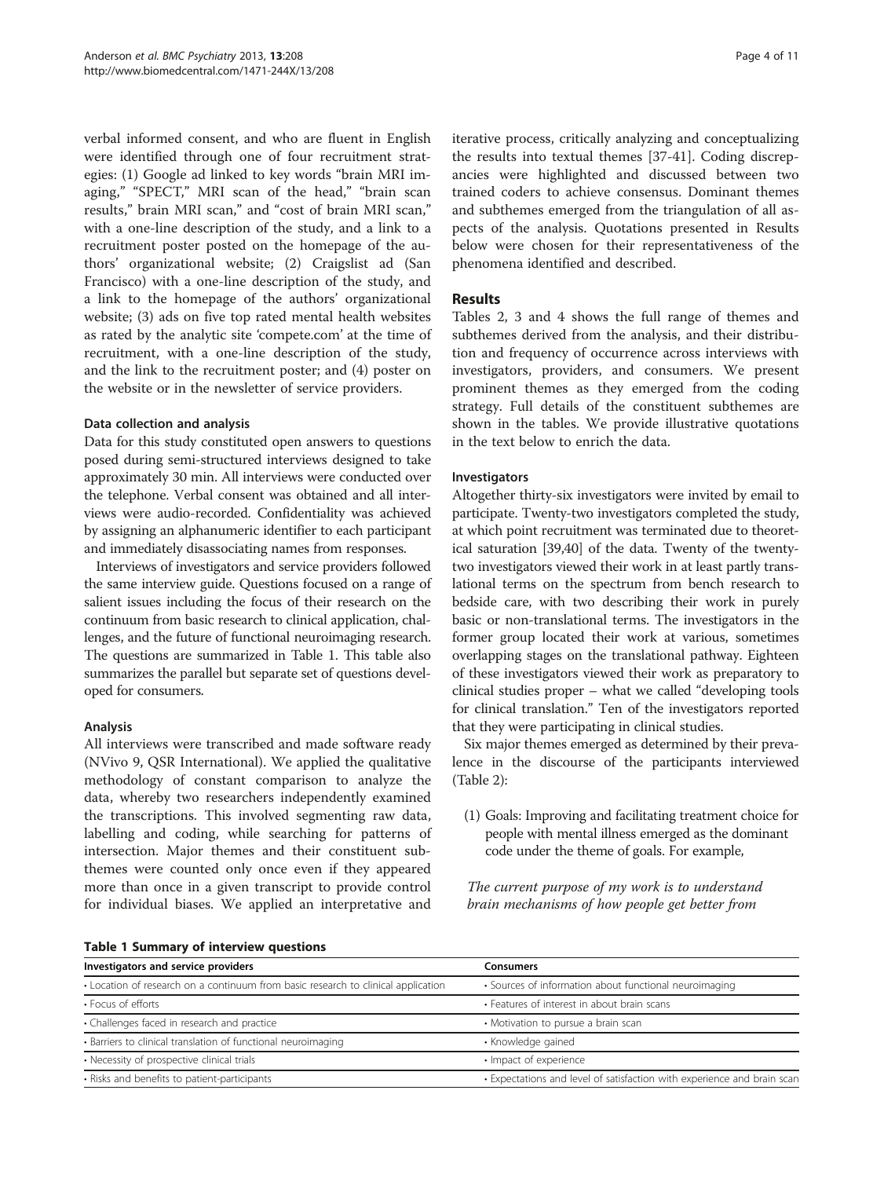verbal informed consent, and who are fluent in English were identified through one of four recruitment strategies: (1) Google ad linked to key words "brain MRI imaging," "SPECT," MRI scan of the head," "brain scan results," brain MRI scan," and "cost of brain MRI scan," with a one-line description of the study, and a link to a recruitment poster posted on the homepage of the authors' organizational website; (2) Craigslist ad (San Francisco) with a one-line description of the study, and a link to the homepage of the authors' organizational website; (3) ads on five top rated mental health websites as rated by the analytic site 'compete.com' at the time of recruitment, with a one-line description of the study, and the link to the recruitment poster; and (4) poster on the website or in the newsletter of service providers.

#### Data collection and analysis

Data for this study constituted open answers to questions posed during semi-structured interviews designed to take approximately 30 min. All interviews were conducted over the telephone. Verbal consent was obtained and all interviews were audio-recorded. Confidentiality was achieved by assigning an alphanumeric identifier to each participant and immediately disassociating names from responses.

Interviews of investigators and service providers followed the same interview guide. Questions focused on a range of salient issues including the focus of their research on the continuum from basic research to clinical application, challenges, and the future of functional neuroimaging research. The questions are summarized in Table 1. This table also summarizes the parallel but separate set of questions developed for consumers.

#### Analysis

All interviews were transcribed and made software ready (NVivo 9, QSR International). We applied the qualitative methodology of constant comparison to analyze the data, whereby two researchers independently examined the transcriptions. This involved segmenting raw data, labelling and coding, while searching for patterns of intersection. Major themes and their constituent subthemes were counted only once even if they appeared more than once in a given transcript to provide control for individual biases. We applied an interpretative and iterative process, critically analyzing and conceptualizing the results into textual themes [37-41]. Coding discrepancies were highlighted and discussed between two trained coders to achieve consensus. Dominant themes and subthemes emerged from the triangulation of all aspects of the analysis. Quotations presented in Results below were chosen for their representativeness of the phenomena identified and described.

## Results

Tables 2, 3 and 4 shows the full range of themes and subthemes derived from the analysis, and their distribution and frequency of occurrence across interviews with investigators, providers, and consumers. We present prominent themes as they emerged from the coding strategy. Full details of the constituent subthemes are shown in the tables. We provide illustrative quotations in the text below to enrich the data.

#### Investigators

Altogether thirty-six investigators were invited by email to participate. Twenty-two investigators completed the study, at which point recruitment was terminated due to theoretical saturation [39,40] of the data. Twenty of the twenty-two investigators viewed their work in at least partly translational terms on the spectrum from bench research to bedside care, with two describing their work in purely basic or non-translational terms. The investigators in the former group located their work at various, sometimes overlapping stages on the translational pathway. Eighteen of these investigators viewed their work as preparatory to clinical studies proper – what we called "developing tools for clinical translation." Ten of the investigators reported that they were participating in clinical studies.

Six major themes emerged as determined by their prevalence in the discourse of the participants interviewed (Table 2):

(1) Goals: Improving and facilitating treatment choice for people with mental illness emerged as the dominant code under the theme of goals. For example,

*The current purpose of my work is to understand brain mechanisms of how people get better from*

**Table 1 Summary of interview questions**

| Investigators and service providers | Consumers |
|---|---|
| • Location of research on a continuum from basic research to clinical application | • Sources of information about functional neuroimaging |
| • Focus of efforts | • Features of interest in about brain scans |
| • Challenges faced in research and practice | • Motivation to pursue a brain scan |
| • Barriers to clinical translation of functional neuroimaging | • Knowledge gained |
| • Necessity of prospective clinical trials | • Impact of experience |
| • Risks and benefits to patient-participants | • Expectations and level of satisfaction with experience and brain scan |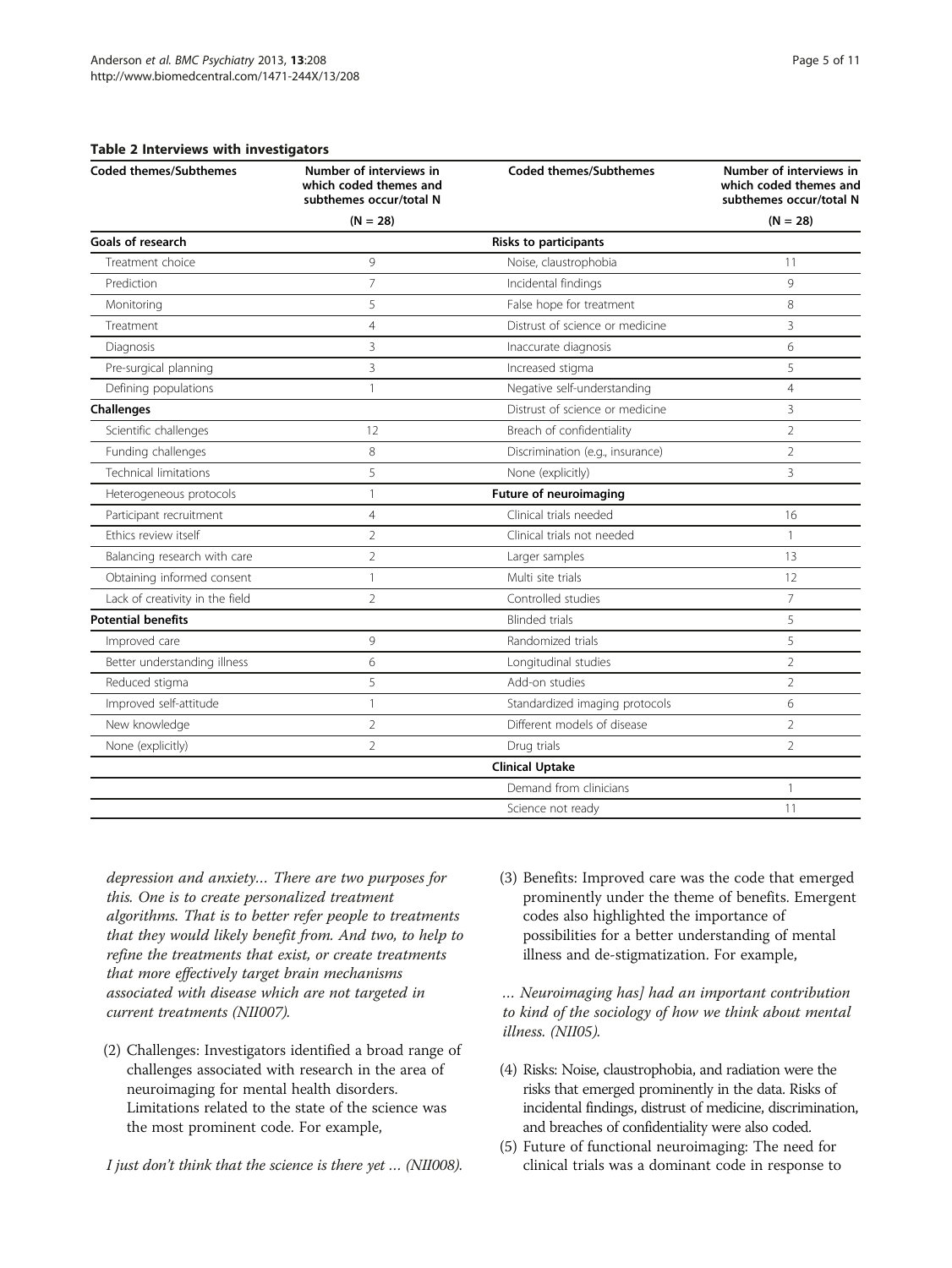**Table 2 Interviews with investigators**

| Coded themes/Subthemes | Number of interviews in which coded themes and subthemes occur/total N | Coded themes/Subthemes | Number of interviews in which coded themes and subthemes occur/total N |
|---|---|---|---|
| | (N = 28) | | (N = 28) |
| **Goals of research** | | **Risks to participants** | |
| Treatment choice | 9 | Noise, claustrophobia | 11 |
| Prediction | 7 | Incidental findings | 9 |
| Monitoring | 5 | False hope for treatment | 8 |
| Treatment | 4 | Distrust of science or medicine | 3 |
| Diagnosis | 3 | Inaccurate diagnosis | 6 |
| Pre-surgical planning | 3 | Increased stigma | 5 |
| Defining populations | 1 | Negative self-understanding | 4 |
| **Challenges** | | Distrust of science or medicine | 3 |
| Scientific challenges | 12 | Breach of confidentiality | 2 |
| Funding challenges | 8 | Discrimination (e.g., insurance) | 2 |
| Technical limitations | 5 | None (explicitly) | 3 |
| Heterogeneous protocols | 1 | **Future of neuroimaging** | |
| Participant recruitment | 4 | Clinical trials needed | 16 |
| Ethics review itself | 2 | Clinical trials not needed | 1 |
| Balancing research with care | 2 | Larger samples | 13 |
| Obtaining informed consent | 1 | Multi site trials | 12 |
| Lack of creativity in the field | 2 | Controlled studies | 7 |
| **Potential benefits** | | Blinded trials | 5 |
| Improved care | 9 | Randomized trials | 5 |
| Better understanding illness | 6 | Longitudinal studies | 2 |
| Reduced stigma | 5 | Add-on studies | 2 |
| Improved self-attitude | 1 | Standardized imaging protocols | 6 |
| New knowledge | 2 | Different models of disease | 2 |
| None (explicitly) | 2 | Drug trials | 2 |
| | | **Clinical Uptake** | |
| | | Demand from clinicians | 1 |
| | | Science not ready | 11 |

*depression and anxiety… There are two purposes for this. One is to create personalized treatment algorithms. That is to better refer people to treatments that they would likely benefit from. And two, to help to refine the treatments that exist, or create treatments that more effectively target brain mechanisms associated with disease which are not targeted in current treatments (NII007).*

(2) Challenges: Investigators identified a broad range of challenges associated with research in the area of neuroimaging for mental health disorders. Limitations related to the state of the science was the most prominent code. For example,

*I just don't think that the science is there yet … (NII008).*

(3) Benefits: Improved care was the code that emerged prominently under the theme of benefits. Emergent codes also highlighted the importance of possibilities for a better understanding of mental illness and de-stigmatization. For example,

*… Neuroimaging has] had an important contribution to kind of the sociology of how we think about mental illness. (NII05).*

(4) Risks: Noise, claustrophobia, and radiation were the risks that emerged prominently in the data. Risks of incidental findings, distrust of medicine, discrimination, and breaches of confidentiality were also coded.

(5) Future of functional neuroimaging: The need for clinical trials was a dominant code in response to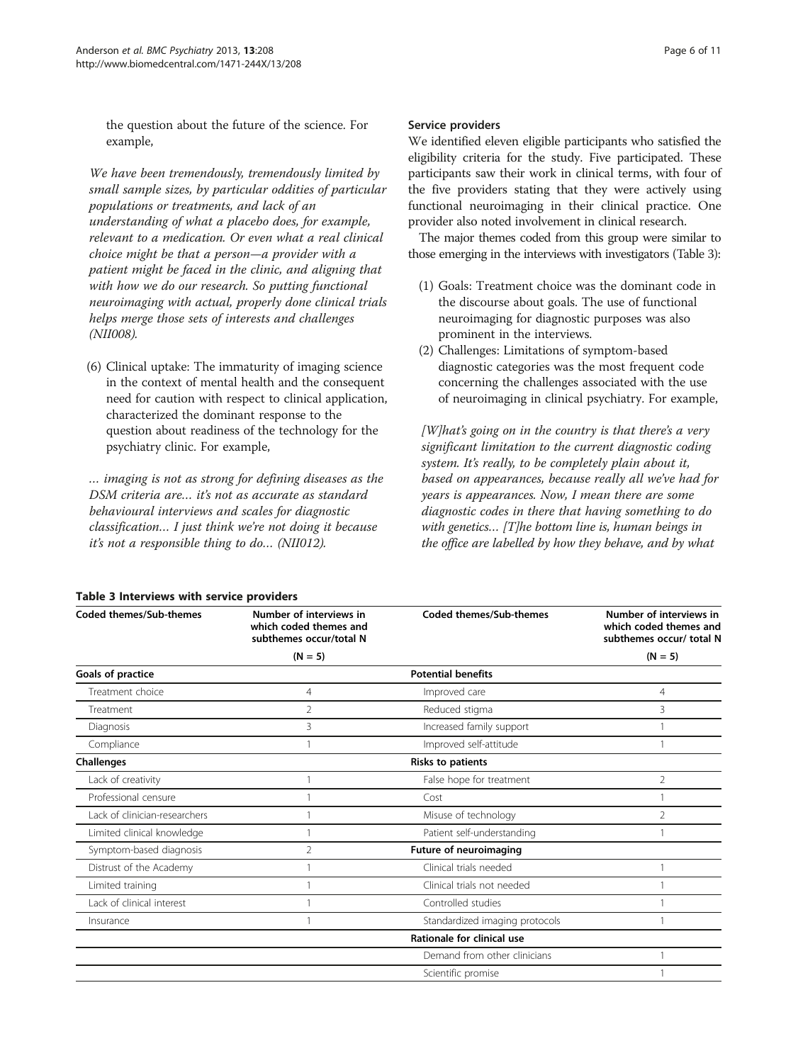the question about the future of the science. For example,

*We have been tremendously, tremendously limited by small sample sizes, by particular oddities of particular populations or treatments, and lack of an understanding of what a placebo does, for example, relevant to a medication. Or even what a real clinical choice might be that a person—a provider with a patient might be faced in the clinic, and aligning that with how we do our research. So putting functional neuroimaging with actual, properly done clinical trials helps merge those sets of interests and challenges (NII008).*

(6) Clinical uptake: The immaturity of imaging science in the context of mental health and the consequent need for caution with respect to clinical application, characterized the dominant response to the question about readiness of the technology for the psychiatry clinic. For example,

*... imaging is not as strong for defining diseases as the DSM criteria are... it's not as accurate as standard behavioural interviews and scales for diagnostic classification... I just think we're not doing it because it's not a responsible thing to do... (NII012).*

### Service providers

We identified eleven eligible participants who satisfied the eligibility criteria for the study. Five participated. These participants saw their work in clinical terms, with four of the five providers stating that they were actively using functional neuroimaging in their clinical practice. One provider also noted involvement in clinical research.

The major themes coded from this group were similar to those emerging in the interviews with investigators (Table 3):

(1) Goals: Treatment choice was the dominant code in the discourse about goals. The use of functional neuroimaging for diagnostic purposes was also prominent in the interviews.

(2) Challenges: Limitations of symptom-based diagnostic categories was the most frequent code concerning the challenges associated with the use of neuroimaging in clinical psychiatry. For example,

*[W]hat's going on in the country is that there's a very significant limitation to the current diagnostic coding system. It's really, to be completely plain about it, based on appearances, because really all we've had for years is appearances. Now, I mean there are some diagnostic codes in there that having something to do with genetics... [T]he bottom line is, human beings in the office are labelled by how they behave, and by what*

**Table 3 Interviews with service providers**

| Coded themes/Sub-themes | Number of interviews in which coded themes and subthemes occur/total N (N = 5) | Coded themes/Sub-themes | Number of interviews in which coded themes and subthemes occur/ total N (N = 5) |
|---|---|---|---|
| **Goals of practice** | | **Potential benefits** | |
| Treatment choice | 4 | Improved care | 4 |
| Treatment | 2 | Reduced stigma | 3 |
| Diagnosis | 3 | Increased family support | 1 |
| Compliance | 1 | Improved self-attitude | 1 |
| **Challenges** | | **Risks to patients** | |
| Lack of creativity | 1 | False hope for treatment | 2 |
| Professional censure | 1 | Cost | 1 |
| Lack of clinician-researchers | 1 | Misuse of technology | 2 |
| Limited clinical knowledge | 1 | Patient self-understanding | 1 |
| Symptom-based diagnosis | 2 | **Future of neuroimaging** | |
| Distrust of the Academy | 1 | Clinical trials needed | 1 |
| Limited training | 1 | Clinical trials not needed | 1 |
| Lack of clinical interest | 1 | Controlled studies | 1 |
| Insurance | 1 | Standardized imaging protocols | 1 |
| | | **Rationale for clinical use** | |
| | | Demand from other clinicians | 1 |
| | | Scientific promise | 1 |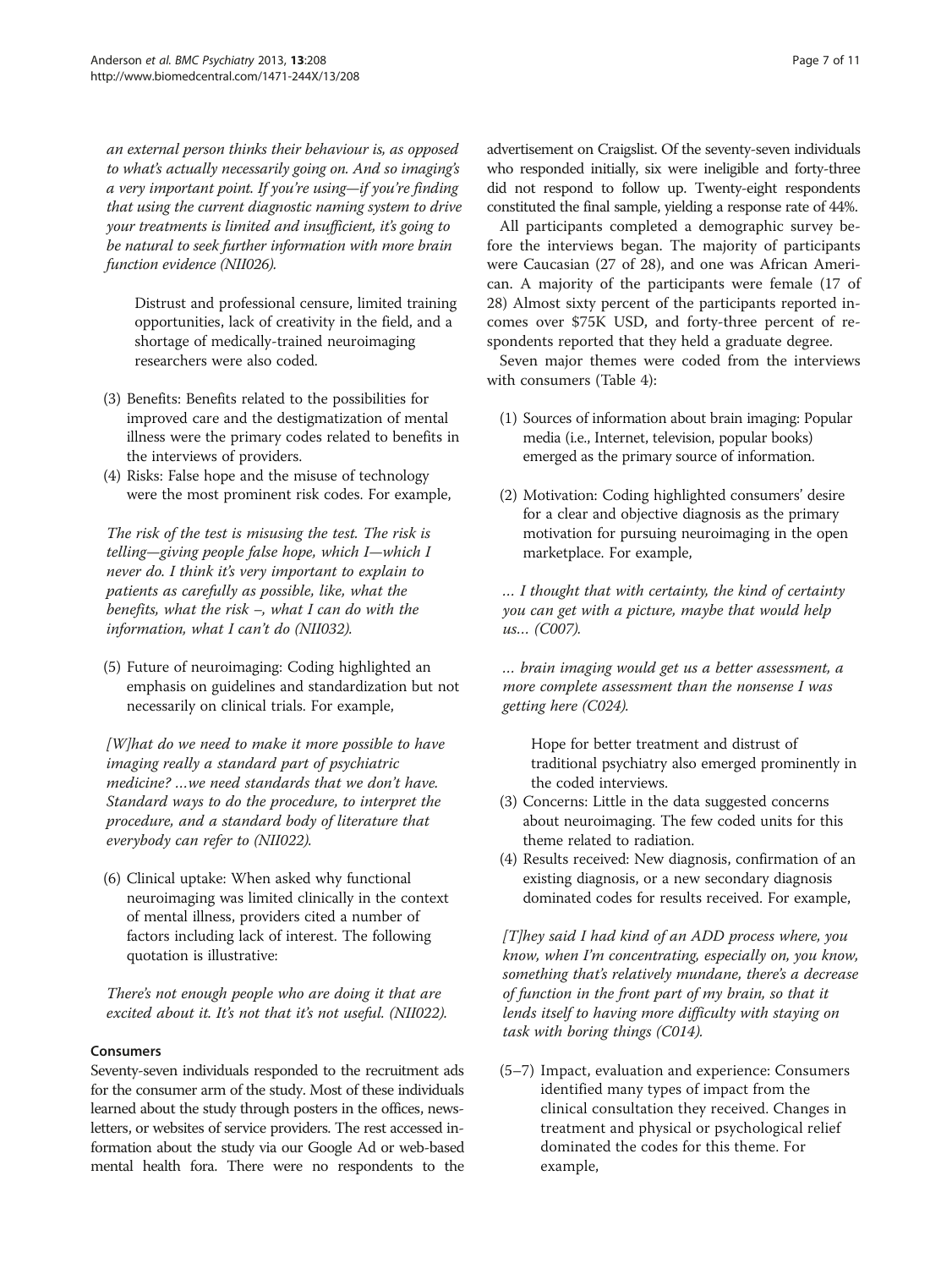*an external person thinks their behaviour is, as opposed to what's actually necessarily going on. And so imaging's a very important point. If you're using—if you're finding that using the current diagnostic naming system to drive your treatments is limited and insufficient, it's going to be natural to seek further information with more brain function evidence (NII026).*

Distrust and professional censure, limited training opportunities, lack of creativity in the field, and a shortage of medically-trained neuroimaging researchers were also coded.

(3) Benefits: Benefits related to the possibilities for improved care and the destigmatization of mental illness were the primary codes related to benefits in the interviews of providers.

(4) Risks: False hope and the misuse of technology were the most prominent risk codes. For example,

*The risk of the test is misusing the test. The risk is telling—giving people false hope, which I—which I never do. I think it's very important to explain to patients as carefully as possible, like, what the benefits, what the risk –, what I can do with the information, what I can't do (NII032).*

(5) Future of neuroimaging: Coding highlighted an emphasis on guidelines and standardization but not necessarily on clinical trials. For example,

*[W]hat do we need to make it more possible to have imaging really a standard part of psychiatric medicine? …we need standards that we don't have. Standard ways to do the procedure, to interpret the procedure, and a standard body of literature that everybody can refer to (NII022).*

(6) Clinical uptake: When asked why functional neuroimaging was limited clinically in the context of mental illness, providers cited a number of factors including lack of interest. The following quotation is illustrative:

*There's not enough people who are doing it that are excited about it. It's not that it's not useful. (NII022).*

### Consumers

Seventy-seven individuals responded to the recruitment ads for the consumer arm of the study. Most of these individuals learned about the study through posters in the offices, newsletters, or websites of service providers. The rest accessed information about the study via our Google Ad or web-based mental health fora. There were no respondents to the advertisement on Craigslist. Of the seventy-seven individuals who responded initially, six were ineligible and forty-three did not respond to follow up. Twenty-eight respondents constituted the final sample, yielding a response rate of 44%.

All participants completed a demographic survey before the interviews began. The majority of participants were Caucasian (27 of 28), and one was African American. A majority of the participants were female (17 of 28) Almost sixty percent of the participants reported incomes over $75K USD, and forty-three percent of respondents reported that they held a graduate degree.

Seven major themes were coded from the interviews with consumers (Table 4):

(1) Sources of information about brain imaging: Popular media (i.e., Internet, television, popular books) emerged as the primary source of information.

(2) Motivation: Coding highlighted consumers' desire for a clear and objective diagnosis as the primary motivation for pursuing neuroimaging in the open marketplace. For example,

*… I thought that with certainty, the kind of certainty you can get with a picture, maybe that would help us… (C007).*

*… brain imaging would get us a better assessment, a more complete assessment than the nonsense I was getting here (C024).*

Hope for better treatment and distrust of traditional psychiatry also emerged prominently in the coded interviews.

(3) Concerns: Little in the data suggested concerns about neuroimaging. The few coded units for this theme related to radiation.

(4) Results received: New diagnosis, confirmation of an existing diagnosis, or a new secondary diagnosis dominated codes for results received. For example,

*[T]hey said I had kind of an ADD process where, you know, when I'm concentrating, especially on, you know, something that's relatively mundane, there's a decrease of function in the front part of my brain, so that it lends itself to having more difficulty with staying on task with boring things (C014).*

(5–7) Impact, evaluation and experience: Consumers identified many types of impact from the clinical consultation they received. Changes in treatment and physical or psychological relief dominated the codes for this theme. For example,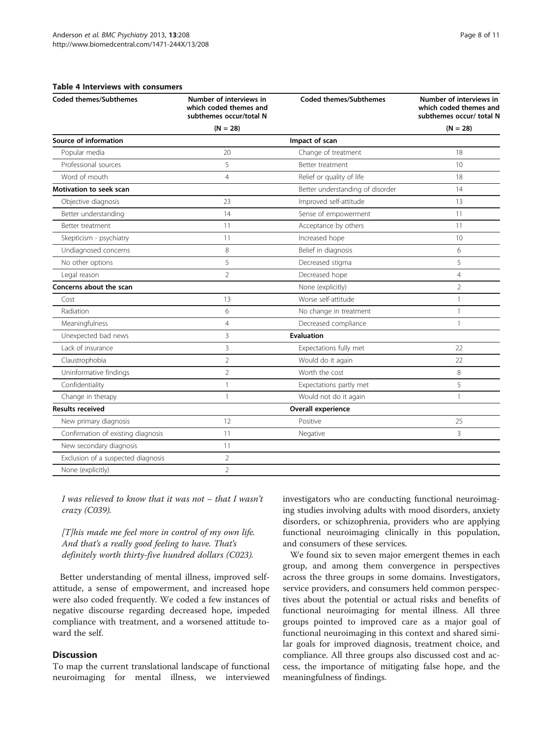**Table 4 Interviews with consumers**

| Coded themes/Subthemes | Number of interviews in which coded themes and subthemes occur/total N | Coded themes/Subthemes | Number of interviews in which coded themes and subthemes occur/ total N |
|---|---|---|---|
| | (N = 28) | | (N = 28) |
| **Source of information** | | **Impact of scan** | |
| Popular media | 20 | Change of treatment | 18 |
| Professional sources | 5 | Better treatment | 10 |
| Word of mouth | 4 | Relief or quality of life | 18 |
| **Motivation to seek scan** | | Better understanding of disorder | 14 |
| Objective diagnosis | 23 | Improved self-attitude | 13 |
| Better understanding | 14 | Sense of empowerment | 11 |
| Better treatment | 11 | Acceptance by others | 11 |
| Skepticism - psychiatry | 11 | Increased hope | 10 |
| Undiagnosed concerns | 8 | Belief in diagnosis | 6 |
| No other options | 5 | Decreased stigma | 5 |
| Legal reason | 2 | Decreased hope | 4 |
| **Concerns about the scan** | | None (explicitly) | 2 |
| Cost | 13 | Worse self-attitude | 1 |
| Radiation | 6 | No change in treatment | 1 |
| Meaningfulness | 4 | Decreased compliance | 1 |
| Unexpected bad news | 3 | **Evaluation** | |
| Lack of insurance | 3 | Expectations fully met | 22 |
| Claustrophobia | 2 | Would do it again | 22 |
| Uninformative findings | 2 | Worth the cost | 8 |
| Confidentiality | 1 | Expectations partly met | 5 |
| Change in therapy | 1 | Would not do it again | 1 |
| **Results received** | | **Overall experience** | |
| New primary diagnosis | 12 | Positive | 25 |
| Confirmation of existing diagnosis | 11 | Negative | 3 |
| New secondary diagnosis | 11 | | |
| Exclusion of a suspected diagnosis | 2 | | |
| None (explicitly) | 2 | | |

*I was relieved to know that it was not – that I wasn't crazy (C039).*

*[T]his made me feel more in control of my own life. And that's a really good feeling to have. That's definitely worth thirty-five hundred dollars (C023).*

Better understanding of mental illness, improved self-attitude, a sense of empowerment, and increased hope were also coded frequently. We coded a few instances of negative discourse regarding decreased hope, impeded compliance with treatment, and a worsened attitude toward the self.

## Discussion

To map the current translational landscape of functional neuroimaging for mental illness, we interviewed investigators who are conducting functional neuroimaging studies involving adults with mood disorders, anxiety disorders, or schizophrenia, providers who are applying functional neuroimaging clinically in this population, and consumers of these services.

We found six to seven major emergent themes in each group, and among them convergence in perspectives across the three groups in some domains. Investigators, service providers, and consumers held common perspectives about the potential or actual risks and benefits of functional neuroimaging for mental illness. All three groups pointed to improved care as a major goal of functional neuroimaging in this context and shared similar goals for improved diagnosis, treatment choice, and compliance. All three groups also discussed cost and access, the importance of mitigating false hope, and the meaningfulness of findings.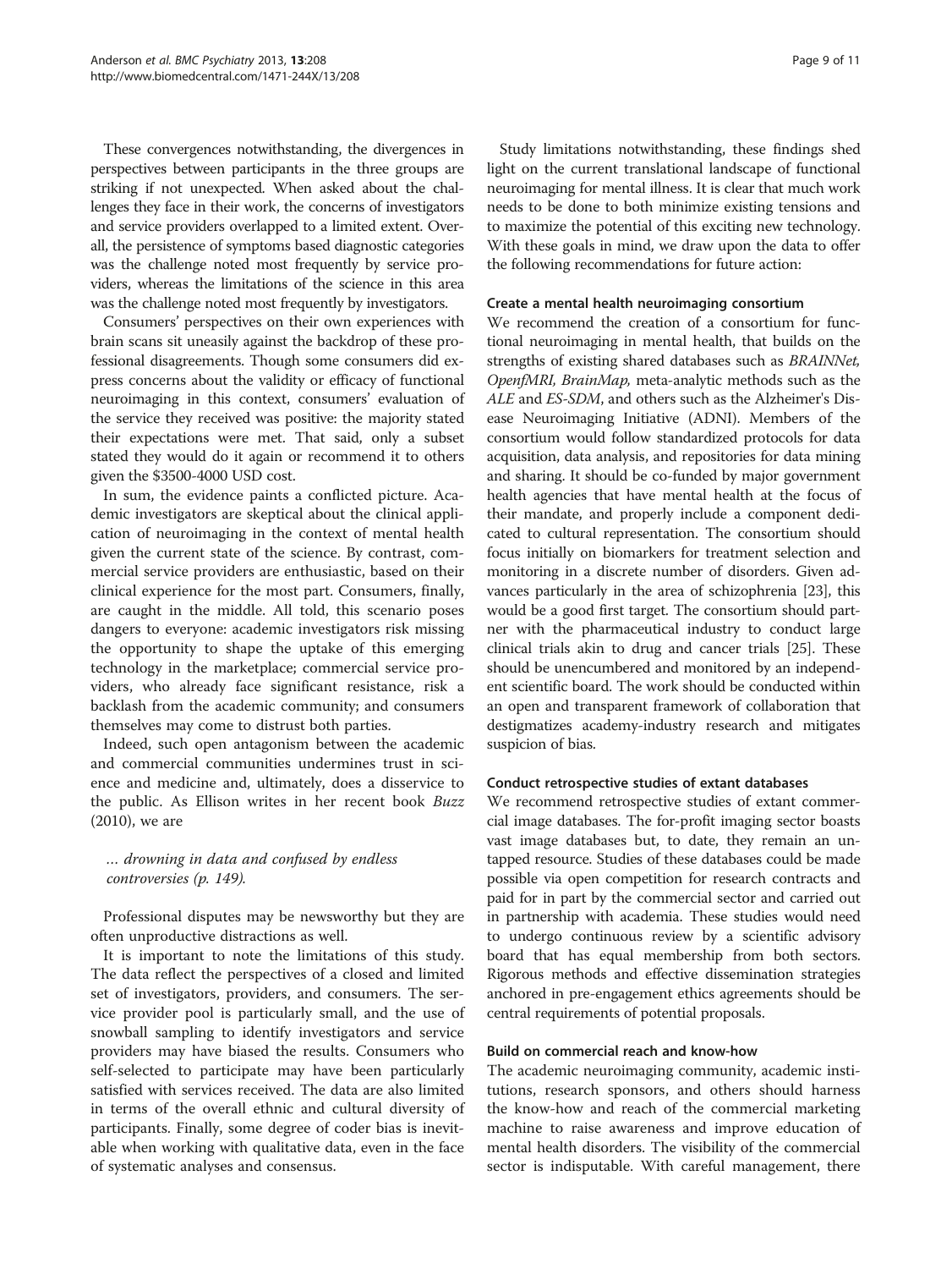These convergences notwithstanding, the divergences in perspectives between participants in the three groups are striking if not unexpected. When asked about the challenges they face in their work, the concerns of investigators and service providers overlapped to a limited extent. Overall, the persistence of symptoms based diagnostic categories was the challenge noted most frequently by service providers, whereas the limitations of the science in this area was the challenge noted most frequently by investigators.

Consumers' perspectives on their own experiences with brain scans sit uneasily against the backdrop of these professional disagreements. Though some consumers did express concerns about the validity or efficacy of functional neuroimaging in this context, consumers' evaluation of the service they received was positive: the majority stated their expectations were met. That said, only a subset stated they would do it again or recommend it to others given the $3500-4000 USD cost.

In sum, the evidence paints a conflicted picture. Academic investigators are skeptical about the clinical application of neuroimaging in the context of mental health given the current state of the science. By contrast, commercial service providers are enthusiastic, based on their clinical experience for the most part. Consumers, finally, are caught in the middle. All told, this scenario poses dangers to everyone: academic investigators risk missing the opportunity to shape the uptake of this emerging technology in the marketplace; commercial service providers, who already face significant resistance, risk a backlash from the academic community; and consumers themselves may come to distrust both parties.

Indeed, such open antagonism between the academic and commercial communities undermines trust in science and medicine and, ultimately, does a disservice to the public. As Ellison writes in her recent book *Buzz* (2010), we are

> *… drowning in data and confused by endless controversies (p. 149).*

Professional disputes may be newsworthy but they are often unproductive distractions as well.

It is important to note the limitations of this study. The data reflect the perspectives of a closed and limited set of investigators, providers, and consumers. The service provider pool is particularly small, and the use of snowball sampling to identify investigators and service providers may have biased the results. Consumers who self-selected to participate may have been particularly satisfied with services received. The data are also limited in terms of the overall ethnic and cultural diversity of participants. Finally, some degree of coder bias is inevitable when working with qualitative data, even in the face of systematic analyses and consensus.

Study limitations notwithstanding, these findings shed light on the current translational landscape of functional neuroimaging for mental illness. It is clear that much work needs to be done to both minimize existing tensions and to maximize the potential of this exciting new technology. With these goals in mind, we draw upon the data to offer the following recommendations for future action:

### Create a mental health neuroimaging consortium

We recommend the creation of a consortium for functional neuroimaging in mental health, that builds on the strengths of existing shared databases such as *BRAINNet, OpenfMRI, BrainMap,* meta-analytic methods such as the *ALE* and *ES-SDM*, and others such as the Alzheimer's Disease Neuroimaging Initiative (ADNI). Members of the consortium would follow standardized protocols for data acquisition, data analysis, and repositories for data mining and sharing. It should be co-funded by major government health agencies that have mental health at the focus of their mandate, and properly include a component dedicated to cultural representation. The consortium should focus initially on biomarkers for treatment selection and monitoring in a discrete number of disorders. Given advances particularly in the area of schizophrenia [23], this would be a good first target. The consortium should partner with the pharmaceutical industry to conduct large clinical trials akin to drug and cancer trials [25]. These should be unencumbered and monitored by an independent scientific board. The work should be conducted within an open and transparent framework of collaboration that destigmatizes academy-industry research and mitigates suspicion of bias.

### Conduct retrospective studies of extant databases

We recommend retrospective studies of extant commercial image databases. The for-profit imaging sector boasts vast image databases but, to date, they remain an untapped resource. Studies of these databases could be made possible via open competition for research contracts and paid for in part by the commercial sector and carried out in partnership with academia. These studies would need to undergo continuous review by a scientific advisory board that has equal membership from both sectors. Rigorous methods and effective dissemination strategies anchored in pre-engagement ethics agreements should be central requirements of potential proposals.

### Build on commercial reach and know-how

The academic neuroimaging community, academic institutions, research sponsors, and others should harness the know-how and reach of the commercial marketing machine to raise awareness and improve education of mental health disorders. The visibility of the commercial sector is indisputable. With careful management, there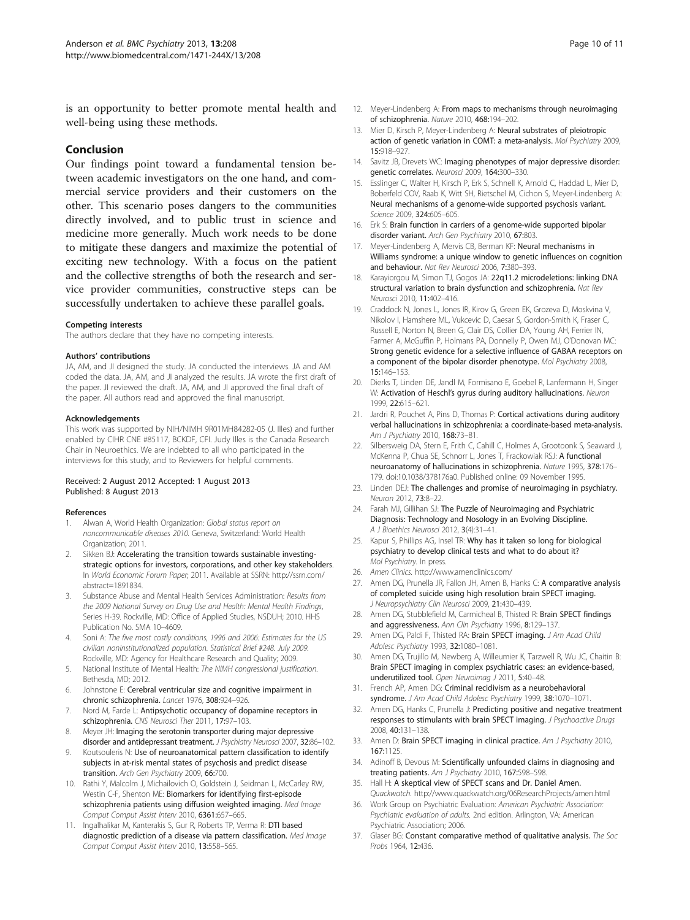is an opportunity to better promote mental health and well-being using these methods.

## Conclusion

Our findings point toward a fundamental tension between academic investigators on the one hand, and commercial service providers and their customers on the other. This scenario poses dangers to the communities directly involved, and to public trust in science and medicine more generally. Much work needs to be done to mitigate these dangers and maximize the potential of exciting new technology. With a focus on the patient and the collective strengths of both the research and service provider communities, constructive steps can be successfully undertaken to achieve these parallel goals.

#### Competing interests

The authors declare that they have no competing interests.

#### Authors' contributions

JA, AM, and JI designed the study. JA conducted the interviews. JA and AM coded the data. JA, AM, and JI analyzed the results. JA wrote the first draft of the paper. JI reviewed the draft. JA, AM, and JI approved the final draft of the paper. All authors read and approved the final manuscript.

#### Acknowledgements

This work was supported by NIH/NIMH 9R01MH84282-05 (J. Illes) and further enabled by CIHR CNE #85117, BCKDF, CFI. Judy Illes is the Canada Research Chair in Neuroethics. We are indebted to all who participated in the interviews for this study, and to Reviewers for helpful comments.

Received: 2 August 2012 Accepted: 1 August 2013
Published: 8 August 2013

#### References

1. Alwan A, World Health Organization: *Global status report on noncommunicable diseases 2010*. Geneva, Switzerland: World Health Organization; 2011.
2. Sikken BJ: **Accelerating the transition towards sustainable investing-strategic options for investors, corporations, and other key stakeholders**. In *World Economic Forum Paper*; 2011. Available at SSRN: http://ssrn.com/abstract=1891834.
3. Substance Abuse and Mental Health Services Administration: *Results from the 2009 National Survey on Drug Use and Health: Mental Health Findings*, Series H-39. Rockville, MD: Office of Applied Studies, NSDUH; 2010. HHS Publication No. SMA 10–4609.
4. Soni A: *The five most costly conditions, 1996 and 2006: Estimates for the US civilian noninstitutionalized population. Statistical Brief #248. July 2009*. Rockville, MD: Agency for Healthcare Research and Quality; 2009.
5. National Institute of Mental Health: *The NIMH congressional justification*. Bethesda, MD; 2012.
6. Johnstone E: **Cerebral ventricular size and cognitive impairment in chronic schizophrenia.** *Lancet* 1976, **308:**924–926.
7. Nord M, Farde L: **Antipsychotic occupancy of dopamine receptors in schizophrenia.** *CNS Neurosci Ther* 2011, **17:**97–103.
8. Meyer JH: **Imaging the serotonin transporter during major depressive disorder and antidepressant treatment.** *J Psychiatry Neurosci* 2007, **32:**86–102.
9. Koutsouleris N: **Use of neuroanatomical pattern classification to identify subjects in at-risk mental states of psychosis and predict disease transition.** *Arch Gen Psychiatry* 2009, **66:**700.
10. Rathi Y, Malcolm J, Michailovich O, Goldstein J, Seidman L, McCarley RW, Westin C-F, Shenton ME: **Biomarkers for identifying first-episode schizophrenia patients using diffusion weighted imaging.** *Med Image Comput Comput Assist Interv* 2010, **6361:**657–665.
11. Ingalhalikar M, Kanterakis S, Gur R, Roberts TP, Verma R: **DTI based diagnostic prediction of a disease via pattern classification.** *Med Image Comput Comput Assist Interv* 2010, **13:**558–565.
12. Meyer-Lindenberg A: **From maps to mechanisms through neuroimaging of schizophrenia.** *Nature* 2010, **468:**194–202.
13. Mier D, Kirsch P, Meyer-Lindenberg A: **Neural substrates of pleiotropic action of genetic variation in COMT: a meta-analysis.** *Mol Psychiatry* 2009, **15:**918–927.
14. Savitz JB, Drevets WC: **Imaging phenotypes of major depressive disorder: genetic correlates.** *Neurosci* 2009, **164:**300–330.
15. Esslinger C, Walter H, Kirsch P, Erk S, Schnell K, Arnold C, Haddad L, Mier D, Boberfeld COV, Raab K, Witt SH, Rietschel M, Cichon S, Meyer-Lindenberg A: **Neural mechanisms of a genome-wide supported psychosis variant.** *Science* 2009, **324:**605–605.
16. Erk S: **Brain function in carriers of a genome-wide supported bipolar disorder variant.** *Arch Gen Psychiatry* 2010, **67:**803.
17. Meyer-Lindenberg A, Mervis CB, Berman KF: **Neural mechanisms in Williams syndrome: a unique window to genetic influences on cognition and behaviour.** *Nat Rev Neurosci* 2006, **7:**380–393.
18. Karayiorgou M, Simon TJ, Gogos JA: **22q11.2 microdeletions: linking DNA structural variation to brain dysfunction and schizophrenia.** *Nat Rev Neurosci* 2010, **11:**402–416.
19. Craddock N, Jones L, Jones IR, Kirov G, Green EK, Grozeva D, Moskvina V, Nikolov I, Hamshere ML, Vukcevic D, Caesar S, Gordon-Smith K, Fraser C, Russell E, Norton N, Breen G, Clair DS, Collier DA, Young AH, Ferrier IN, Farmer A, McGuffin P, Holmans PA, Donnelly P, Owen MJ, O'Donovan MC: **Strong genetic evidence for a selective influence of GABAA receptors on a component of the bipolar disorder phenotype.** *Mol Psychiatry* 2008, **15:**146–153.
20. Dierks T, Linden DE, Jandl M, Formisano E, Goebel R, Lanfermann H, Singer W: **Activation of Heschl's gyrus during auditory hallucinations.** *Neuron* 1999, **22:**615–621.
21. Jardri R, Pouchet A, Pins D, Thomas P: **Cortical activations during auditory verbal hallucinations in schizophrenia: a coordinate-based meta-analysis.** *Am J Psychiatry* 2010, **168:**73–81.
22. Silbersweig DA, Stern E, Frith C, Cahill C, Holmes A, Grootoonk S, Seaward J, McKenna P, Chua SE, Schnorr L, Jones T, Frackowiak RSJ: **A functional neuroanatomy of hallucinations in schizophrenia.** *Nature* 1995, **378:**176–179. doi:10.1038/378176a0. Published online: 09 November 1995.
23. Linden DEJ: **The challenges and promise of neuroimaging in psychiatry.** *Neuron* 2012, **73:**8–22.
24. Farah MJ, Gillihan SJ: **The Puzzle of Neuroimaging and Psychiatric Diagnosis: Technology and Nosology in an Evolving Discipline.** *A J Bioethics Neurosci* 2012, **3**(4):31–41.
25. Kapur S, Phillips AG, Insel TR: **Why has it taken so long for biological psychiatry to develop clinical tests and what to do about it?** *Mol Psychiatry*. In press.
26. *Amen Clinics*. http://www.amenclinics.com/
27. Amen DG, Prunella JR, Fallon JH, Amen B, Hanks C: **A comparative analysis of completed suicide using high resolution brain SPECT imaging.** *J Neuropsychiatry Clin Neurosci* 2009, **21:**430–439.
28. Amen DG, Stubblefield M, Carmicheal B, Thisted R: **Brain SPECT findings and aggressiveness.** *Ann Clin Psychiatry* 1996, **8:**129–137.
29. Amen DG, Paldi F, Thisted RA: **Brain SPECT imaging.** *J Am Acad Child Adolesc Psychiatry* 1993, **32:**1080–1081.
30. Amen DG, Trujillo M, Newberg A, Willeumier K, Tarzwell R, Wu JC, Chaitin B: **Brain SPECT imaging in complex psychiatric cases: an evidence-based, underutilized tool.** *Open Neuroimag J* 2011, **5:**40–48.
31. French AP, Amen DG: **Criminal recidivism as a neurobehavioral syndrome.** *J Am Acad Child Adolesc Psychiatry* 1999, **38:**1070–1071.
32. Amen DG, Hanks C, Prunella J: **Predicting positive and negative treatment responses to stimulants with brain SPECT imaging.** *J Psychoactive Drugs* 2008, **40:**131–138.
33. Amen D: **Brain SPECT imaging in clinical practice.** *Am J Psychiatry* 2010, **167:**1125.
34. Adinoff B, Devous M: **Scientifically unfounded claims in diagnosing and treating patients.** *Am J Psychiatry* 2010, **167:**598–598.
35. Hall H: **A skeptical view of SPECT scans and Dr. Daniel Amen.** *Quackwatch*. http://www.quackwatch.org/06ResearchProjects/amen.html
36. Work Group on Psychiatric Evaluation: *American Psychiatric Association: Psychiatric evaluation of adults*. 2nd edition. Arlington, VA: American Psychiatric Association; 2006.
37. Glaser BG: **Constant comparative method of qualitative analysis.** *The Soc Probs* 1964, **12:**436.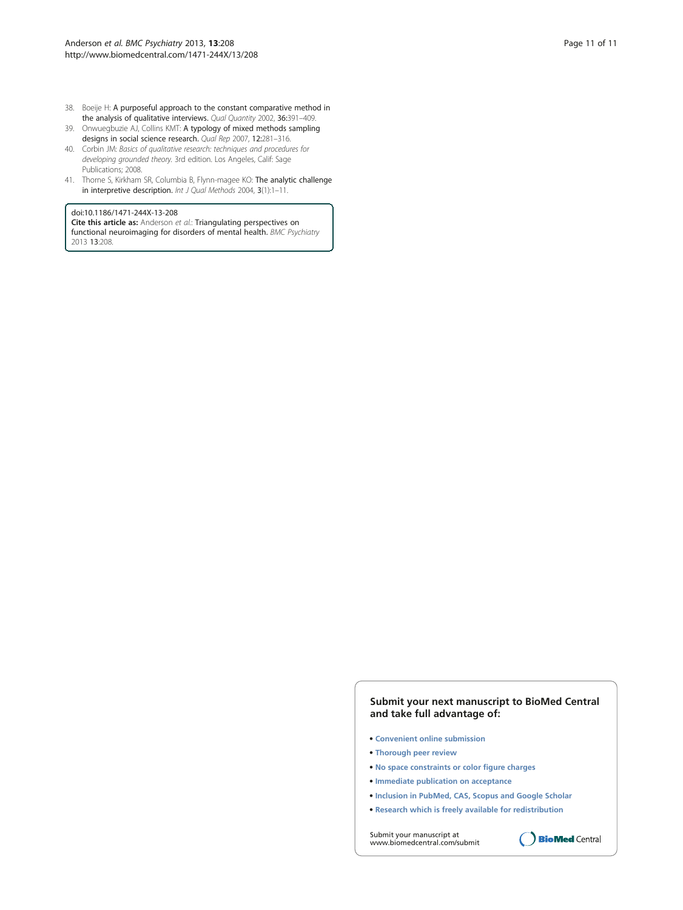38. Boeije H: **A purposeful approach to the constant comparative method in the analysis of qualitative interviews.** *Qual Quantity* 2002, **36:**391–409.
39. Onwuegbuzie AJ, Collins KMT: **A typology of mixed methods sampling designs in social science research.** *Qual Rep* 2007, **12:**281–316.
40. Corbin JM: *Basics of qualitative research: techniques and procedures for developing grounded theory.* 3rd edition. Los Angeles, Calif: Sage Publications; 2008.
41. Thorne S, Kirkham SR, Columbia B, Flynn-magee KO: **The analytic challenge in interpretive description.** *Int J Qual Methods* 2004, **3**(1):1–11.

doi:10.1186/1471-244X-13-208
**Cite this article as:** Anderson *et al.*: Triangulating perspectives on functional neuroimaging for disorders of mental health. *BMC Psychiatry* 2013 **13**:208.

**Submit your next manuscript to BioMed Central and take full advantage of:**

- **Convenient online submission**
- **Thorough peer review**
- **No space constraints or color figure charges**
- **Immediate publication on acceptance**
- **Inclusion in PubMed, CAS, Scopus and Google Scholar**
- **Research which is freely available for redistribution**

Submit your manuscript at
www.biomedcentral.com/submit

BioMed Central